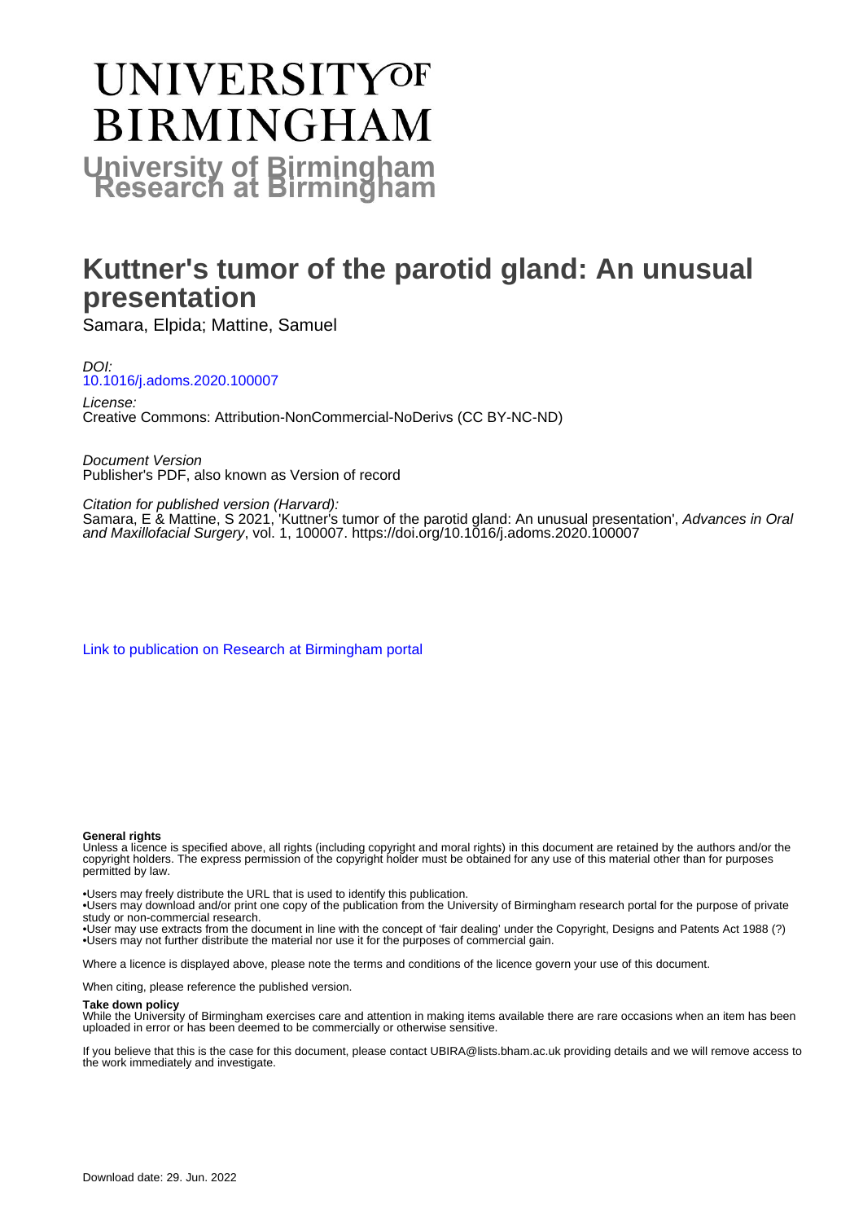# UNIVERSITY OF BIRMINGHAM

## University of Birmingham Research at Birmingham

# Kuttner's tumor of the parotid gland: An unusual presentation

Samara, Elpida; Mattine, Samuel

*DOI:*
10.1016/j.adoms.2020.100007

*License:*
Creative Commons: Attribution-NonCommercial-NoDerivs (CC BY-NC-ND)

*Document Version*
Publisher's PDF, also known as Version of record

*Citation for published version (Harvard):*
Samara, E & Mattine, S 2021, 'Kuttner's tumor of the parotid gland: An unusual presentation', *Advances in Oral and Maxillofacial Surgery*, vol. 1, 100007. https://doi.org/10.1016/j.adoms.2020.100007

Link to publication on Research at Birmingham portal

**General rights**

Unless a licence is specified above, all rights (including copyright and moral rights) in this document are retained by the authors and/or the copyright holders. The express permission of the copyright holder must be obtained for any use of this material other than for purposes permitted by law.

- •Users may freely distribute the URL that is used to identify this publication.
- •Users may download and/or print one copy of the publication from the University of Birmingham research portal for the purpose of private study or non-commercial research.
- •User may use extracts from the document in line with the concept of 'fair dealing' under the Copyright, Designs and Patents Act 1988 (?)
- •Users may not further distribute the material nor use it for the purposes of commercial gain.

Where a licence is displayed above, please note the terms and conditions of the licence govern your use of this document.

When citing, please reference the published version.

**Take down policy**

While the University of Birmingham exercises care and attention in making items available there are rare occasions when an item has been uploaded in error or has been deemed to be commercially or otherwise sensitive.

If you believe that this is the case for this document, please contact UBIRA@lists.bham.ac.uk providing details and we will remove access to the work immediately and investigate.

Download date: 29. Jun. 2022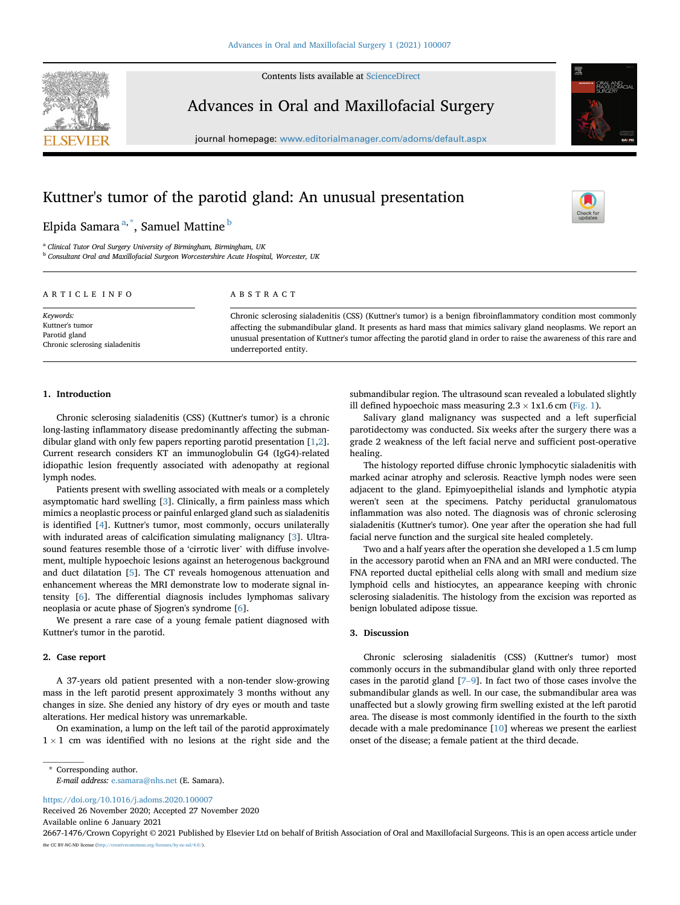# Kuttner's tumor of the parotid gland: An unusual presentation

Elpida Samara [a,*], Samuel Mattine [b]

[a] Clinical Tutor Oral Surgery University of Birmingham, Birmingham, UK

[b] Consultant Oral and Maxillofacial Surgeon Worcestershire Acute Hospital, Worcester, UK

## ARTICLE INFO

*Keywords:*
Kuttner's tumor
Parotid gland
Chronic sclerosing sialadenitis

## ABSTRACT

Chronic sclerosing sialadenitis (CSS) (Kuttner's tumor) is a benign fibroinflammatory condition most commonly affecting the submandibular gland. It presents as hard mass that mimics salivary gland neoplasms. We report an unusual presentation of Kuttner's tumor affecting the parotid gland in order to raise the awareness of this rare and underreported entity.

## 1. Introduction

Chronic sclerosing sialadenitis (CSS) (Kuttner's tumor) is a chronic long-lasting inflammatory disease predominantly affecting the submandibular gland with only few papers reporting parotid presentation [1,2]. Current research considers KT an immunoglobulin G4 (IgG4)-related idiopathic lesion frequently associated with adenopathy at regional lymph nodes.

Patients present with swelling associated with meals or a completely asymptomatic hard swelling [3]. Clinically, a firm painless mass which mimics a neoplastic process or painful enlarged gland such as sialadenitis is identified [4]. Kuttner's tumor, most commonly, occurs unilaterally with indurated areas of calcification simulating malignancy [3]. Ultrasound features resemble those of a 'cirrotic liver' with diffuse involvement, multiple hypoechoic lesions against an heterogenous background and duct dilatation [5]. The CT reveals homogenous attenuation and enhancement whereas the MRI demonstrate low to moderate signal intensity [6]. The differential diagnosis includes lymphomas salivary neoplasia or acute phase of Sjogren's syndrome [6].

We present a rare case of a young female patient diagnosed with Kuttner's tumor in the parotid.

## 2. Case report

A 37-years old patient presented with a non-tender slow-growing mass in the left parotid present approximately 3 months without any changes in size. She denied any history of dry eyes or mouth and taste alterations. Her medical history was unremarkable.

On examination, a lump on the left tail of the parotid approximately $1 \times 1$ cm was identified with no lesions at the right side and the submandibular region. The ultrasound scan revealed a lobulated slightly ill defined hypoechoic mass measuring $2.3 \times 1x1.6$ cm (Fig. 1).

Salivary gland malignancy was suspected and a left superficial parotidectomy was conducted. Six weeks after the surgery there was a grade 2 weakness of the left facial nerve and sufficient post-operative healing.

The histology reported diffuse chronic lymphocytic sialadenitis with marked acinar atrophy and sclerosis. Reactive lymph nodes were seen adjacent to the gland. Epimyoepithelial islands and lymphotic atypia weren't seen at the specimens. Patchy periductal granulomatous inflammation was also noted. The diagnosis was of chronic sclerosing sialadenitis (Kuttner's tumor). One year after the operation she had full facial nerve function and the surgical site healed completely.

Two and a half years after the operation she developed a 1.5 cm lump in the accessory parotid when an FNA and an MRI were conducted. The FNA reported ductal epithelial cells along with small and medium size lymphoid cells and histiocytes, an appearance keeping with chronic sclerosing sialadenitis. The histology from the excision was reported as benign lobulated adipose tissue.

## 3. Discussion

Chronic sclerosing sialadenitis (CSS) (Kuttner's tumor) most commonly occurs in the submandibular gland with only three reported cases in the parotid gland [7–9]. In fact two of those cases involve the submandibular glands as well. In our case, the submandibular area was unaffected but a slowly growing firm swelling existed at the left parotid area. The disease is most commonly identified in the fourth to the sixth decade with a male predominance [10] whereas we present the earliest onset of the disease; a female patient at the third decade.

\* Corresponding author.
*E-mail address:* e.samara@nhs.net (E. Samara).

https://doi.org/10.1016/j.adoms.2020.100007
Received 26 November 2020; Accepted 27 November 2020
Available online 6 January 2021
2667-1476/Crown Copyright © 2021 Published by Elsevier Ltd on behalf of British Association of Oral and Maxillofacial Surgeons. This is an open access article under the CC BY-NC-ND license (http://creativecommons.org/licenses/by-nc-nd/4.0/).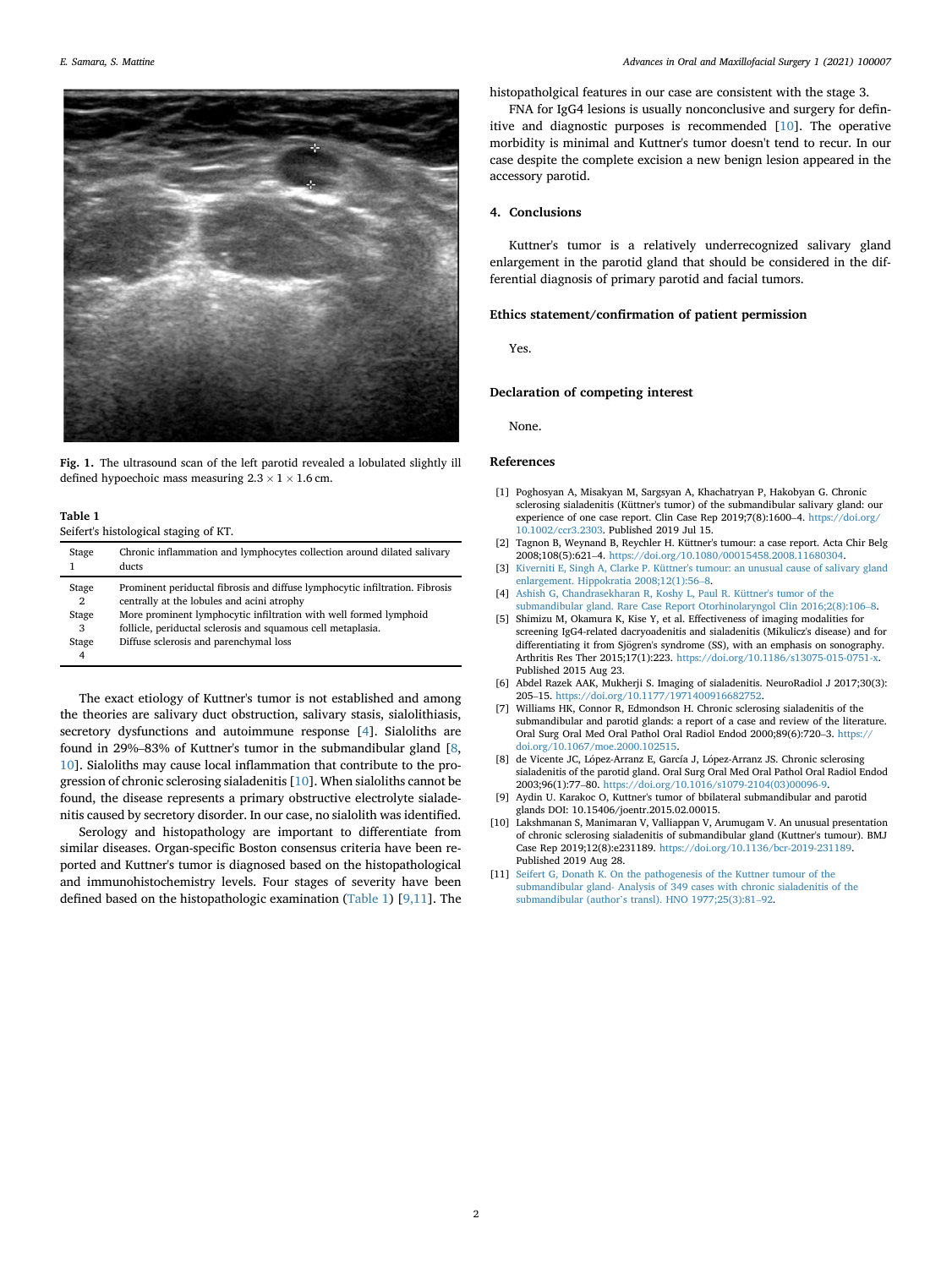Fig. 1. The ultrasound scan of the left parotid revealed a lobulated slightly ill defined hypoechoic mass measuring 2.3 × 1 × 1.6 cm.

**Table 1**
Seifert's histological staging of KT.

| | |
|---|---|
| Stage 1 | Chronic inflammation and lymphocytes collection around dilated salivary ducts |
| Stage 2 | Prominent periductal fibrosis and diffuse lymphocytic infiltration. Fibrosis centrally at the lobules and acini atrophy |
| Stage 3 | More prominent lymphocytic infiltration with well formed lymphoid follicle, periductal sclerosis and squamous cell metaplasia. |
| Stage 4 | Diffuse sclerosis and parenchymal loss |

The exact etiology of Kuttner's tumor is not established and among the theories are salivary duct obstruction, salivary stasis, sialolithiasis, secretory dysfunctions and autoimmune response [4]. Sialoliths are found in 29%–83% of Kuttner's tumor in the submandibular gland [8, 10]. Sialoliths may cause local inflammation that contribute to the progression of chronic sclerosing sialadenitis [10]. When sialoliths cannot be found, the disease represents a primary obstructive electrolyte sialadenitis caused by secretory disorder. In our case, no sialolith was identified.

Serology and histopathology are important to differentiate from similar diseases. Organ-specific Boston consensus criteria have been reported and Kuttner's tumor is diagnosed based on the histopathological and immunohistochemistry levels. Four stages of severity have been defined based on the histopathologic examination (Table 1) [9,11]. The histopatholgical features in our case are consistent with the stage 3.

FNA for IgG4 lesions is usually nonconclusive and surgery for definitive and diagnostic purposes is recommended [10]. The operative morbidity is minimal and Kuttner's tumor doesn't tend to recur. In our case despite the complete excision a new benign lesion appeared in the accessory parotid.

## 4. Conclusions

Kuttner's tumor is a relatively underrecognized salivary gland enlargement in the parotid gland that should be considered in the differential diagnosis of primary parotid and facial tumors.

## Ethics statement/confirmation of patient permission

Yes.

## Declaration of competing interest

None.

## References

[1] Poghosyan A, Misakyan M, Sargsyan A, Khachatryan P, Hakobyan G. Chronic sclerosing sialadenitis (Küttner's tumor) of the submandibular salivary gland: our experience of one case report. Clin Case Rep 2019;7(8):1600–4. https://doi.org/10.1002/ccr3.2303. Published 2019 Jul 15.

[2] Tagnon B, Weynand B, Reychler H. Küttner's tumour: a case report. Acta Chir Belg 2008;108(5):621–4. https://doi.org/10.1080/00015458.2008.11680304.

[3] Kiverniti E, Singh A, Clarke P. Küttner's tumour: an unusual cause of salivary gland enlargement. Hippokratia 2008;12(1):56–8.

[4] Ashish G, Chandrasekharan R, Koshy L, Paul R. Küttner's tumor of the submandibular gland. Rare Case Report Otorhinolaryngol Clin 2016;2(8):106–8.

[5] Shimizu M, Okamura K, Kise Y, et al. Effectiveness of imaging modalities for screening IgG4-related dacryoadenitis and sialadenitis (Mikulicz's disease) and for differentiating it from Sjögren's syndrome (SS), with an emphasis on sonography. Arthritis Res Ther 2015;17(1):223. https://doi.org/10.1186/s13075-015-0751-x. Published 2015 Aug 23.

[6] Abdel Razek AAK, Mukherji S. Imaging of sialadenitis. NeuroRadiol J 2017;30(3):205–15. https://doi.org/10.1177/1971400916682752.

[7] Williams HK, Connor R, Edmondson H. Chronic sclerosing sialadenitis of the submandibular and parotid glands: a report of a case and review of the literature. Oral Surg Oral Med Oral Pathol Oral Radiol Endod 2000;89(6):720–3. https://doi.org/10.1067/moe.2000.102515.

[8] de Vicente JC, López-Arranz E, García J, López-Arranz JS. Chronic sclerosing sialadenitis of the parotid gland. Oral Surg Oral Med Oral Pathol Oral Radiol Endod 2003;96(1):77–80. https://doi.org/10.1016/s1079-2104(03)00096-9.

[9] Aydin U. Karakoc O, Kuttner's tumor of bbilateral submandibular and parotid glands DOI: 10.15406/joentr.2015.02.00015.

[10] Lakshmanan S, Manimaran V, Valliappan V, Arumugam V. An unusual presentation of chronic sclerosing sialadenitis of submandibular gland (Kuttner's tumour). BMJ Case Rep 2019;12(8):e231189. https://doi.org/10.1136/bcr-2019-231189. Published 2019 Aug 28.

[11] Seifert G, Donath K. On the pathogenesis of the Kuttner tumour of the submandibular gland- Analysis of 349 cases with chronic sialadenitis of the submandibular (author's transl). HNO 1977;25(3):81–92.